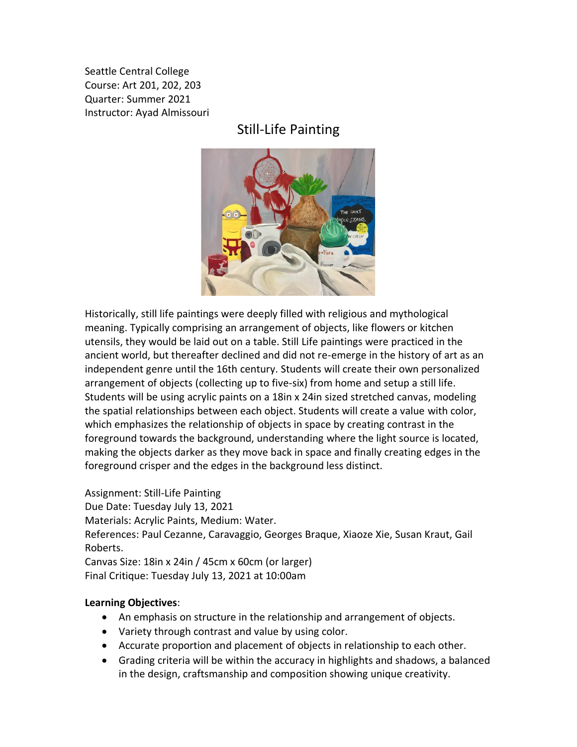Seattle Central College
Course: Art 201, 202, 203
Quarter: Summer 2021
Instructor: Ayad Almissouri

# Still-Life Painting

Historically, still life paintings were deeply filled with religious and mythological meaning. Typically comprising an arrangement of objects, like flowers or kitchen utensils, they would be laid out on a table. Still Life paintings were practiced in the ancient world, but thereafter declined and did not re-emerge in the history of art as an independent genre until the 16th century. Students will create their own personalized arrangement of objects (collecting up to five-six) from home and setup a still life. Students will be using acrylic paints on a 18in x 24in sized stretched canvas, modeling the spatial relationships between each object. Students will create a value with color, which emphasizes the relationship of objects in space by creating contrast in the foreground towards the background, understanding where the light source is located, making the objects darker as they move back in space and finally creating edges in the foreground crisper and the edges in the background less distinct.

Assignment: Still-Life Painting
Due Date: Tuesday July 13, 2021
Materials: Acrylic Paints, Medium: Water.
References: Paul Cezanne, Caravaggio, Georges Braque, Xiaoze Xie, Susan Kraut, Gail Roberts.
Canvas Size: 18in x 24in / 45cm x 60cm (or larger)
Final Critique: Tuesday July 13, 2021 at 10:00am

**Learning Objectives**:

- An emphasis on structure in the relationship and arrangement of objects.
- Variety through contrast and value by using color.
- Accurate proportion and placement of objects in relationship to each other.
- Grading criteria will be within the accuracy in highlights and shadows, a balanced in the design, craftsmanship and composition showing unique creativity.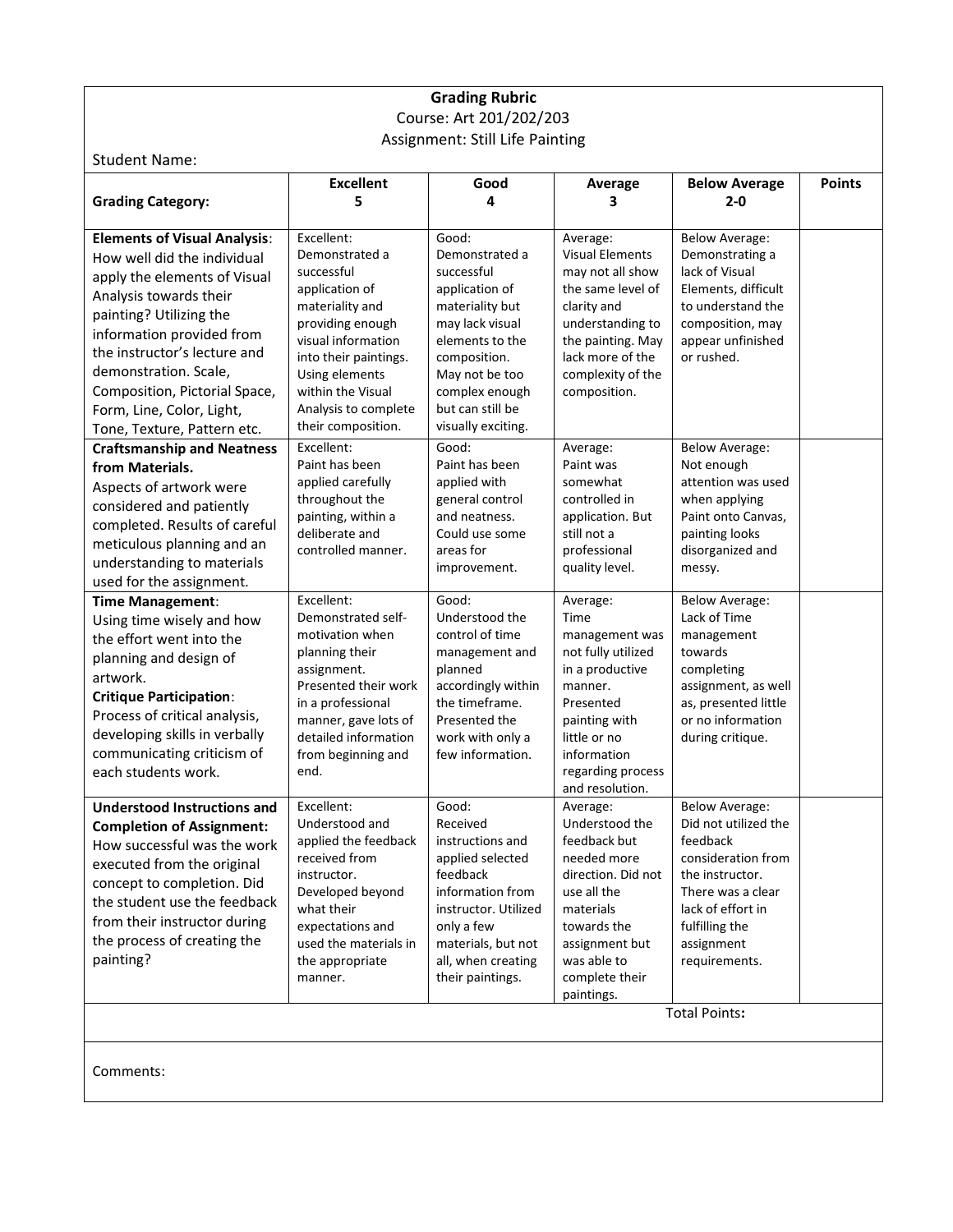**Grading Rubric**
Course: Art 201/202/203
Assignment: Still Life Painting

Student Name:

| Grading Category: | Excellent 5 | Good 4 | Average 3 | Below Average 2-0 | Points |
|---|---|---|---|---|---|
| **Elements of Visual Analysis**: How well did the individual apply the elements of Visual Analysis towards their painting? Utilizing the information provided from the instructor's lecture and demonstration. Scale, Composition, Pictorial Space, Form, Line, Color, Light, Tone, Texture, Pattern etc. | Excellent: Demonstrated a successful application of materiality and providing enough visual information into their paintings. Using elements within the Visual Analysis to complete their composition. | Good: Demonstrated a successful application of materiality but may lack visual elements to the composition. May not be too complex enough but can still be visually exciting. | Average: Visual Elements may not all show the same level of clarity and understanding to the painting. May lack more of the complexity of the composition. | Below Average: Demonstrating a lack of Visual Elements, difficult to understand the composition, may appear unfinished or rushed. | |
| **Craftsmanship and Neatness from Materials.** Aspects of artwork were considered and patiently completed. Results of careful meticulous planning and an understanding to materials used for the assignment. | Excellent: Paint has been applied carefully throughout the painting, within a deliberate and controlled manner. | Good: Paint has been applied with general control and neatness. Could use some areas for improvement. | Average: Paint was somewhat controlled in application. But still not a professional quality level. | Below Average: Not enough attention was used when applying Paint onto Canvas, painting looks disorganized and messy. | |
| **Time Management**: Using time wisely and how the effort went into the planning and design of artwork. **Critique Participation**: Process of critical analysis, developing skills in verbally communicating criticism of each students work. | Excellent: Demonstrated self-motivation when planning their assignment. Presented their work in a professional manner, gave lots of detailed information from beginning and end. | Good: Understood the control of time management and planned accordingly within the timeframe. Presented the work with only a few information. | Average: Time management was not fully utilized in a productive manner. Presented painting with little or no information regarding process and resolution. | Below Average: Lack of Time management towards completing assignment, as well as, presented little or no information during critique. | |
| **Understood Instructions and Completion of Assignment:** How successful was the work executed from the original concept to completion. Did the student use the feedback from their instructor during the process of creating the painting? | Excellent: Understood and applied the feedback received from instructor. Developed beyond what their expectations and used the materials in the appropriate manner. | Good: Received instructions and applied selected feedback information from instructor. Utilized only a few materials, but not all, when creating their paintings. | Average: Understood the feedback but needed more direction. Did not use all the materials towards the assignment but was able to complete their paintings. | Below Average: Did not utilized the feedback consideration from the instructor. There was a clear lack of effort in fulfilling the assignment requirements. | |
| | | | | Total Points**:** | |

Comments: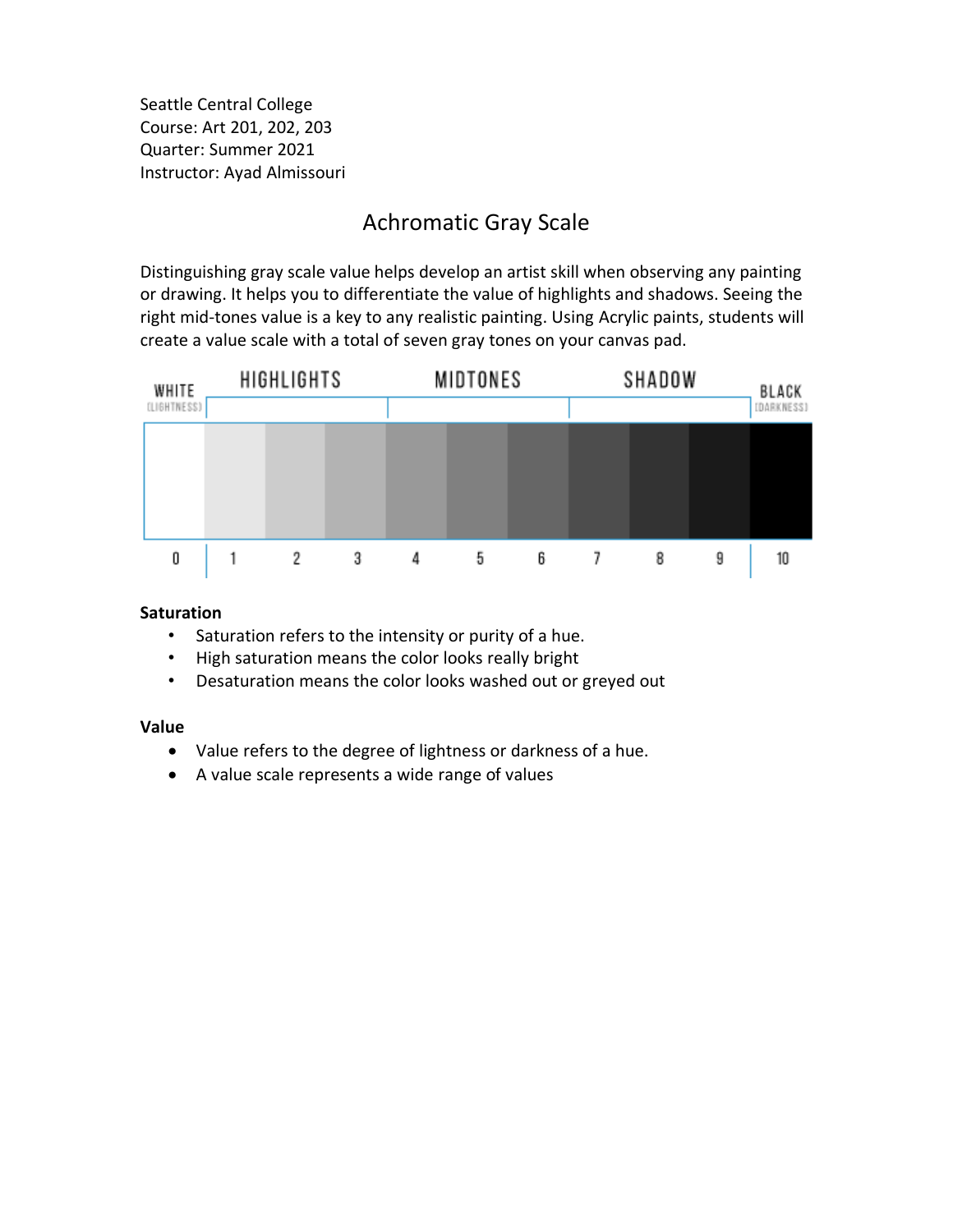Seattle Central College
Course: Art 201, 202, 203
Quarter: Summer 2021
Instructor: Ayad Almissouri

# Achromatic Gray Scale

Distinguishing gray scale value helps develop an artist skill when observing any painting or drawing. It helps you to differentiate the value of highlights and shadows. Seeing the right mid-tones value is a key to any realistic painting. Using Acrylic paints, students will create a value scale with a total of seven gray tones on your canvas pad.

WHITE (LIGHTNESS)
HIGHLIGHTS
MIDTONES
SHADOW
BLACK (DARKNESS)

0 1 2 3 4 5 6 7 8 9 10

**Saturation**

- Saturation refers to the intensity or purity of a hue.
- High saturation means the color looks really bright
- Desaturation means the color looks washed out or greyed out

**Value**

- Value refers to the degree of lightness or darkness of a hue.
- A value scale represents a wide range of values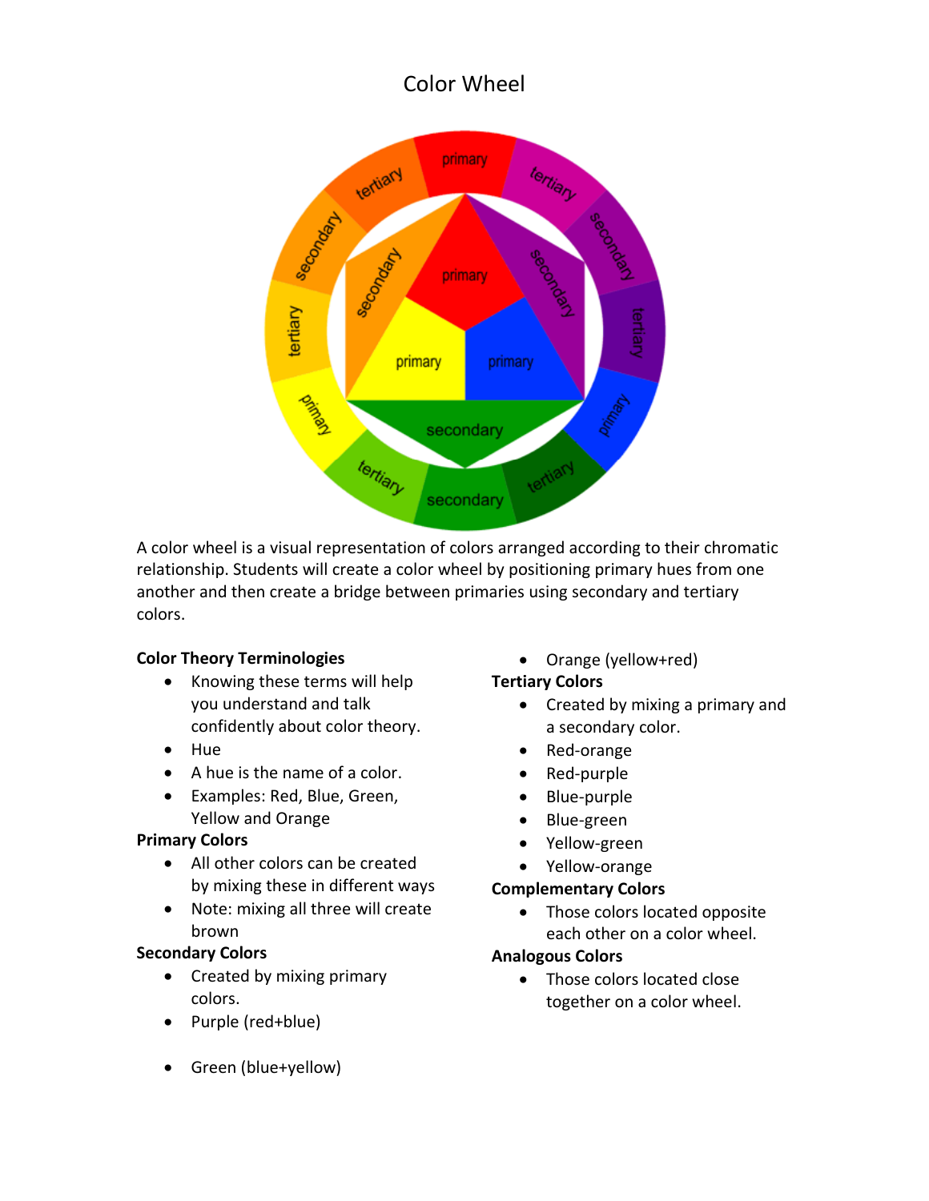# Color Wheel

primary
tertiary
secondary
tertiary
primary
tertiary
secondary
tertiary
primary
tertiary
secondary
tertiary
primary
secondary
secondary
primary
primary
secondary

A color wheel is a visual representation of colors arranged according to their chromatic relationship. Students will create a color wheel by positioning primary hues from one another and then create a bridge between primaries using secondary and tertiary colors.

**Color Theory Terminologies**

- Knowing these terms will help you understand and talk confidently about color theory.
- Hue
- A hue is the name of a color.
- Examples: Red, Blue, Green, Yellow and Orange

**Primary Colors**

- All other colors can be created by mixing these in different ways
- Note: mixing all three will create brown

**Secondary Colors**

- Created by mixing primary colors.
- Purple (red+blue)
- Green (blue+yellow)
- Orange (yellow+red)

**Tertiary Colors**

- Created by mixing a primary and a secondary color.
- Red-orange
- Red-purple
- Blue-purple
- Blue-green
- Yellow-green
- Yellow-orange

**Complementary Colors**

- Those colors located opposite each other on a color wheel.

**Analogous Colors**

- Those colors located close together on a color wheel.